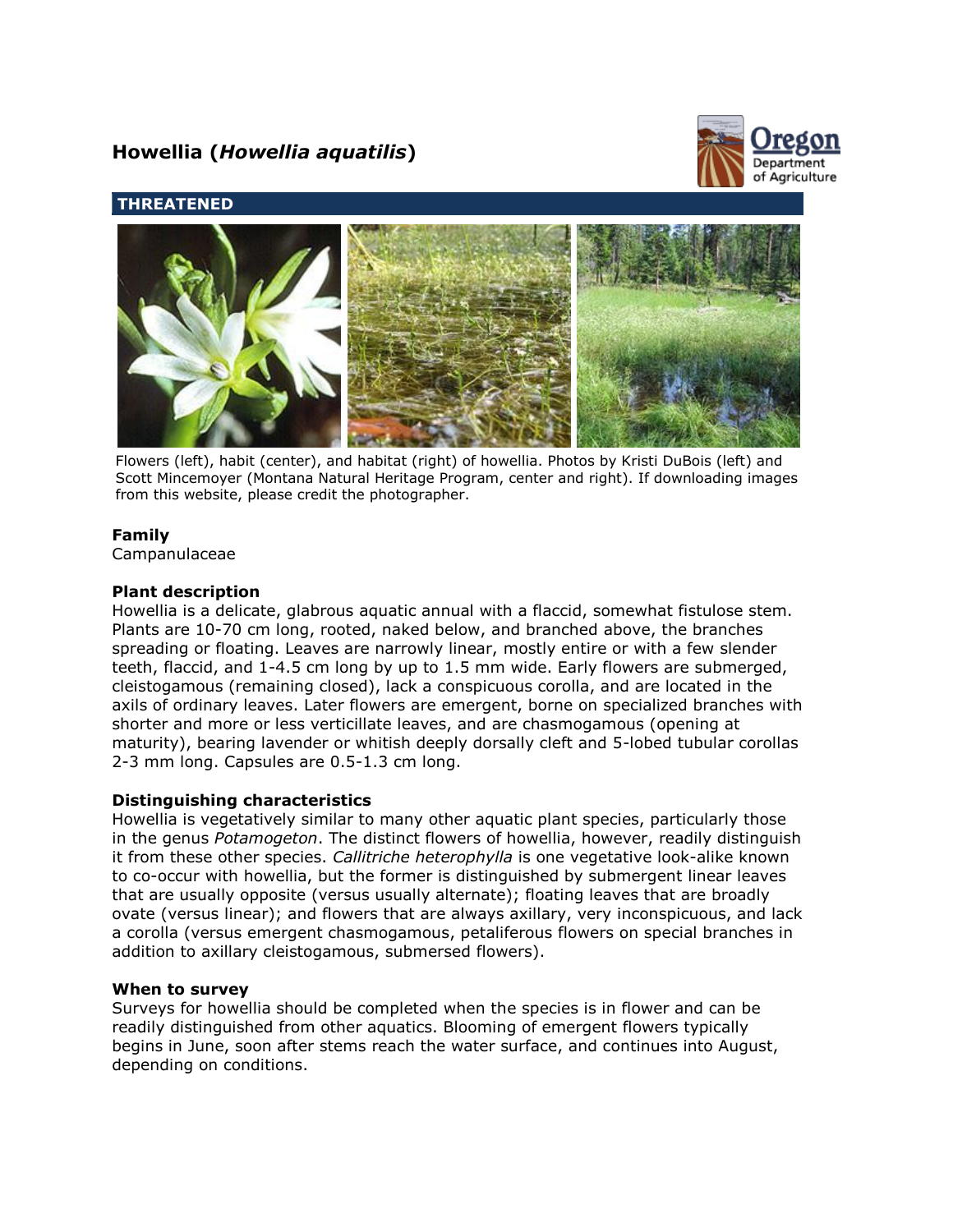# Howellia (*Howellia aquatilis*)

## THREATENED

Flowers (left), habit (center), and habitat (right) of howellia. Photos by Kristi DuBois (left) and Scott Mincemoyer (Montana Natural Heritage Program, center and right). If downloading images from this website, please credit the photographer.

### Family

Campanulaceae

### Plant description

Howellia is a delicate, glabrous aquatic annual with a flaccid, somewhat fistulose stem. Plants are 10-70 cm long, rooted, naked below, and branched above, the branches spreading or floating. Leaves are narrowly linear, mostly entire or with a few slender teeth, flaccid, and 1-4.5 cm long by up to 1.5 mm wide. Early flowers are submerged, cleistogamous (remaining closed), lack a conspicuous corolla, and are located in the axils of ordinary leaves. Later flowers are emergent, borne on specialized branches with shorter and more or less verticillate leaves, and are chasmogamous (opening at maturity), bearing lavender or whitish deeply dorsally cleft and 5-lobed tubular corollas 2-3 mm long. Capsules are 0.5-1.3 cm long.

### Distinguishing characteristics

Howellia is vegetatively similar to many other aquatic plant species, particularly those in the genus *Potamogeton*. The distinct flowers of howellia, however, readily distinguish it from these other species. *Callitriche heterophylla* is one vegetative look-alike known to co-occur with howellia, but the former is distinguished by submergent linear leaves that are usually opposite (versus usually alternate); floating leaves that are broadly ovate (versus linear); and flowers that are always axillary, very inconspicuous, and lack a corolla (versus emergent chasmogamous, petaliferous flowers on special branches in addition to axillary cleistogamous, submersed flowers).

### When to survey

Surveys for howellia should be completed when the species is in flower and can be readily distinguished from other aquatics. Blooming of emergent flowers typically begins in June, soon after stems reach the water surface, and continues into August, depending on conditions.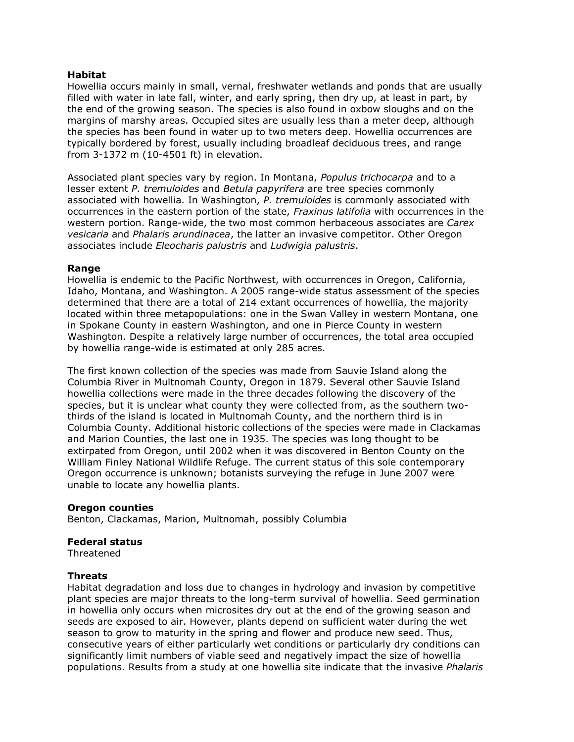**Habitat**

Howellia occurs mainly in small, vernal, freshwater wetlands and ponds that are usually filled with water in late fall, winter, and early spring, then dry up, at least in part, by the end of the growing season. The species is also found in oxbow sloughs and on the margins of marshy areas. Occupied sites are usually less than a meter deep, although the species has been found in water up to two meters deep. Howellia occurrences are typically bordered by forest, usually including broadleaf deciduous trees, and range from 3-1372 m (10-4501 ft) in elevation.

Associated plant species vary by region. In Montana, *Populus trichocarpa* and to a lesser extent *P. tremuloides* and *Betula papyrifera* are tree species commonly associated with howellia. In Washington, *P. tremuloides* is commonly associated with occurrences in the eastern portion of the state, *Fraxinus latifolia* with occurrences in the western portion. Range-wide, the two most common herbaceous associates are *Carex vesicaria* and *Phalaris arundinacea*, the latter an invasive competitor. Other Oregon associates include *Eleocharis palustris* and *Ludwigia palustris*.

**Range**

Howellia is endemic to the Pacific Northwest, with occurrences in Oregon, California, Idaho, Montana, and Washington. A 2005 range-wide status assessment of the species determined that there are a total of 214 extant occurrences of howellia, the majority located within three metapopulations: one in the Swan Valley in western Montana, one in Spokane County in eastern Washington, and one in Pierce County in western Washington. Despite a relatively large number of occurrences, the total area occupied by howellia range-wide is estimated at only 285 acres.

The first known collection of the species was made from Sauvie Island along the Columbia River in Multnomah County, Oregon in 1879. Several other Sauvie Island howellia collections were made in the three decades following the discovery of the species, but it is unclear what county they were collected from, as the southern two-thirds of the island is located in Multnomah County, and the northern third is in Columbia County. Additional historic collections of the species were made in Clackamas and Marion Counties, the last one in 1935. The species was long thought to be extirpated from Oregon, until 2002 when it was discovered in Benton County on the William Finley National Wildlife Refuge. The current status of this sole contemporary Oregon occurrence is unknown; botanists surveying the refuge in June 2007 were unable to locate any howellia plants.

**Oregon counties**

Benton, Clackamas, Marion, Multnomah, possibly Columbia

**Federal status**

Threatened

**Threats**

Habitat degradation and loss due to changes in hydrology and invasion by competitive plant species are major threats to the long-term survival of howellia. Seed germination in howellia only occurs when microsites dry out at the end of the growing season and seeds are exposed to air. However, plants depend on sufficient water during the wet season to grow to maturity in the spring and flower and produce new seed. Thus, consecutive years of either particularly wet conditions or particularly dry conditions can significantly limit numbers of viable seed and negatively impact the size of howellia populations. Results from a study at one howellia site indicate that the invasive *Phalaris*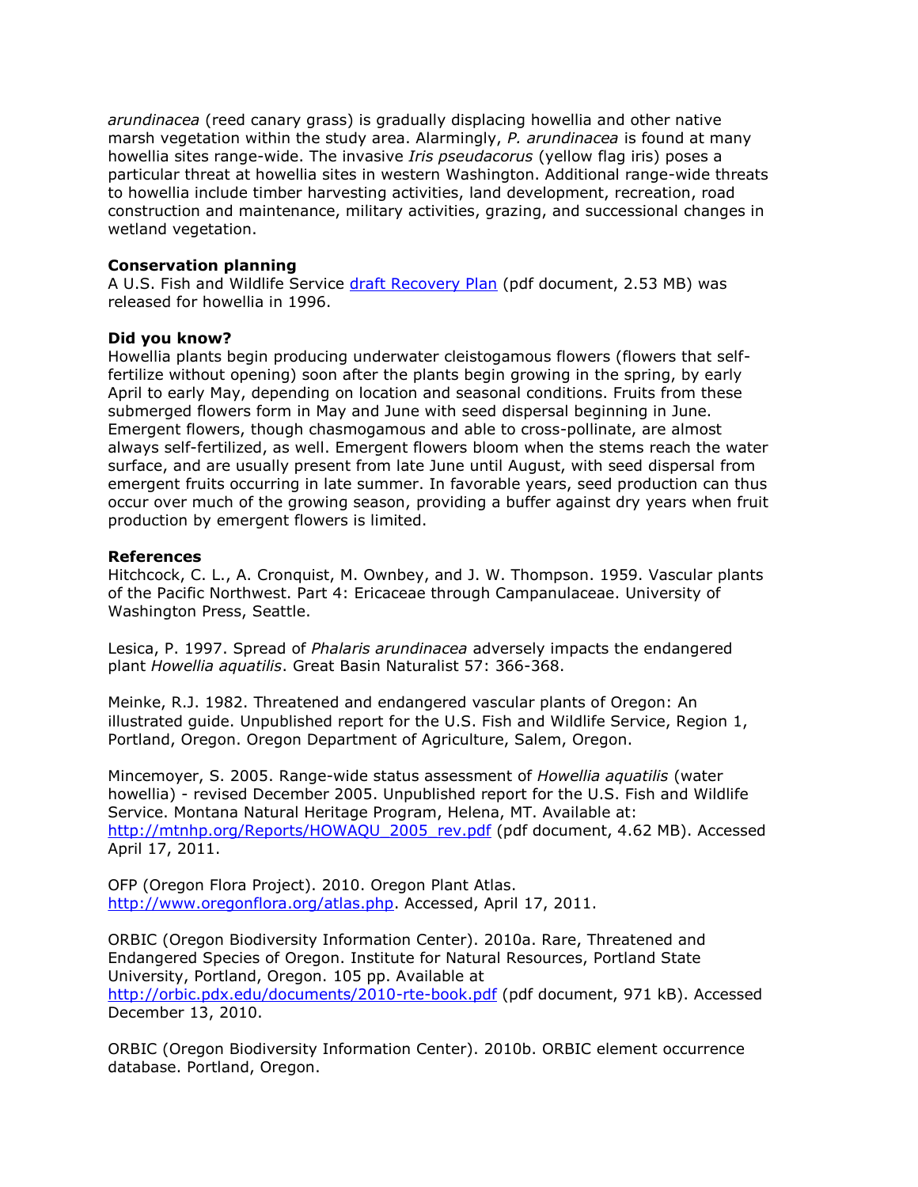*arundinacea* (reed canary grass) is gradually displacing howellia and other native marsh vegetation within the study area. Alarmingly, *P. arundinacea* is found at many howellia sites range-wide. The invasive *Iris pseudacorus* (yellow flag iris) poses a particular threat at howellia sites in western Washington. Additional range-wide threats to howellia include timber harvesting activities, land development, recreation, road construction and maintenance, military activities, grazing, and successional changes in wetland vegetation.

**Conservation planning**
A U.S. Fish and Wildlife Service [draft Recovery Plan](draft Recovery Plan) (pdf document, 2.53 MB) was released for howellia in 1996.

**Did you know?**
Howellia plants begin producing underwater cleistogamous flowers (flowers that self-fertilize without opening) soon after the plants begin growing in the spring, by early April to early May, depending on location and seasonal conditions. Fruits from these submerged flowers form in May and June with seed dispersal beginning in June. Emergent flowers, though chasmogamous and able to cross-pollinate, are almost always self-fertilized, as well. Emergent flowers bloom when the stems reach the water surface, and are usually present from late June until August, with seed dispersal from emergent fruits occurring in late summer. In favorable years, seed production can thus occur over much of the growing season, providing a buffer against dry years when fruit production by emergent flowers is limited.

**References**
Hitchcock, C. L., A. Cronquist, M. Ownbey, and J. W. Thompson. 1959. Vascular plants of the Pacific Northwest. Part 4: Ericaceae through Campanulaceae. University of Washington Press, Seattle.

Lesica, P. 1997. Spread of *Phalaris arundinacea* adversely impacts the endangered plant *Howellia aquatilis*. Great Basin Naturalist 57: 366-368.

Meinke, R.J. 1982. Threatened and endangered vascular plants of Oregon: An illustrated guide. Unpublished report for the U.S. Fish and Wildlife Service, Region 1, Portland, Oregon. Oregon Department of Agriculture, Salem, Oregon.

Mincemoyer, S. 2005. Range-wide status assessment of *Howellia aquatilis* (water howellia) - revised December 2005. Unpublished report for the U.S. Fish and Wildlife Service. Montana Natural Heritage Program, Helena, MT. Available at: http://mtnhp.org/Reports/HOWAQU_2005_rev.pdf (pdf document, 4.62 MB). Accessed April 17, 2011.

OFP (Oregon Flora Project). 2010. Oregon Plant Atlas. http://www.oregonflora.org/atlas.php. Accessed, April 17, 2011.

ORBIC (Oregon Biodiversity Information Center). 2010a. Rare, Threatened and Endangered Species of Oregon. Institute for Natural Resources, Portland State University, Portland, Oregon. 105 pp. Available at http://orbic.pdx.edu/documents/2010-rte-book.pdf (pdf document, 971 kB). Accessed December 13, 2010.

ORBIC (Oregon Biodiversity Information Center). 2010b. ORBIC element occurrence database. Portland, Oregon.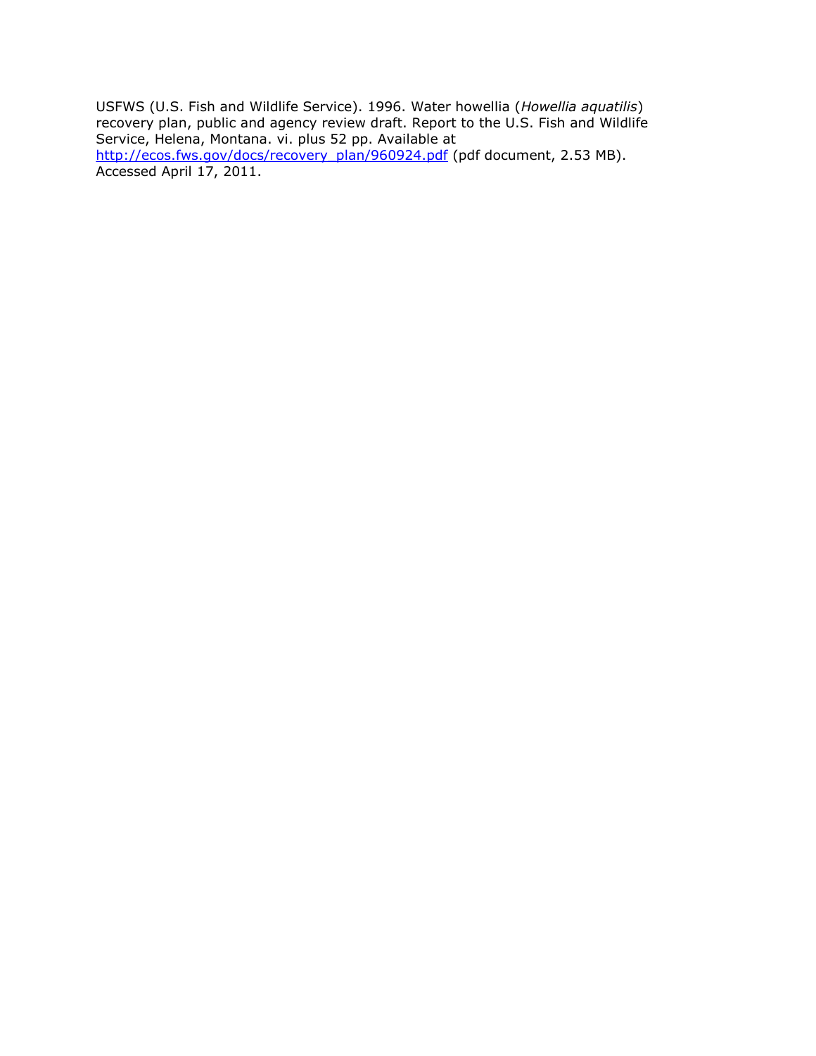USFWS (U.S. Fish and Wildlife Service). 1996. Water howellia (*Howellia aquatilis*) recovery plan, public and agency review draft. Report to the U.S. Fish and Wildlife Service, Helena, Montana. vi. plus 52 pp. Available at http://ecos.fws.gov/docs/recovery_plan/960924.pdf (pdf document, 2.53 MB). Accessed April 17, 2011.